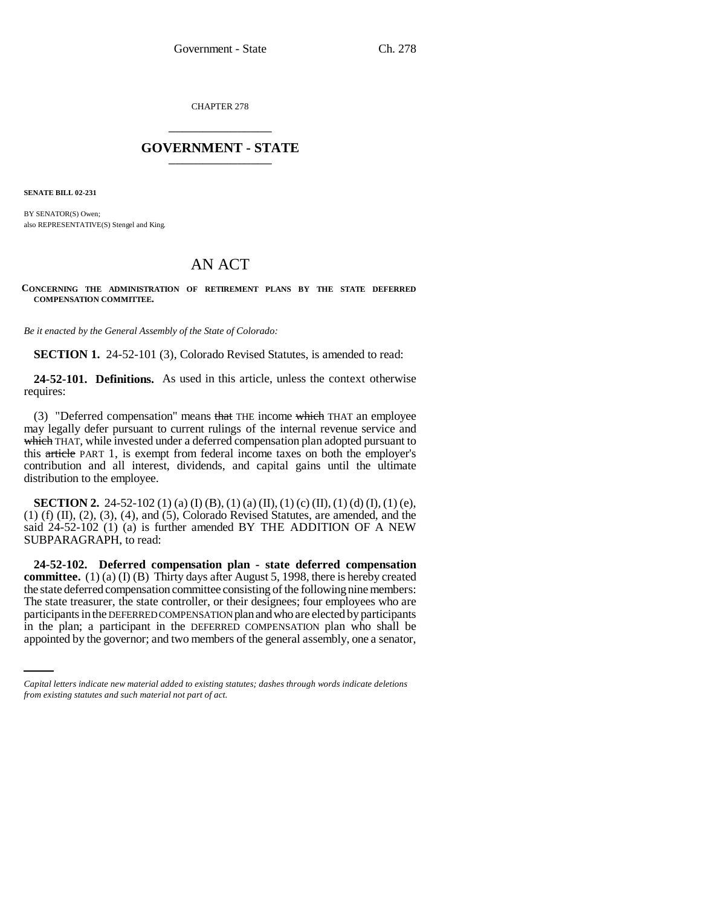CHAPTER 278

\_\_\_\_\_\_\_\_\_\_\_\_\_\_\_\_\_\_\_\_

## GOVERNMENT - STATE

\_\_\_\_\_\_\_\_\_\_\_\_\_\_\_\_\_\_\_\_

**SENATE BILL 02-231**

BY SENATOR(S) Owen;
also REPRESENTATIVE(S) Stengel and King.

# AN ACT

**CONCERNING THE ADMINISTRATION OF RETIREMENT PLANS BY THE STATE DEFERRED COMPENSATION COMMITTEE.**

*Be it enacted by the General Assembly of the State of Colorado:*

**SECTION 1.** 24-52-101 (3), Colorado Revised Statutes, is amended to read:

**24-52-101. Definitions.** As used in this article, unless the context otherwise requires:

(3) "Deferred compensation" means ~~that~~ THE income ~~which~~ THAT an employee may legally defer pursuant to current rulings of the internal revenue service and ~~which~~ THAT, while invested under a deferred compensation plan adopted pursuant to this ~~article~~ PART 1, is exempt from federal income taxes on both the employer's contribution and all interest, dividends, and capital gains until the ultimate distribution to the employee.

**SECTION 2.** 24-52-102 (1) (a) (I) (B), (1) (a) (II), (1) (c) (II), (1) (d) (I), (1) (e), (1) (f) (II), (2), (3), (4), and (5), Colorado Revised Statutes, are amended, and the said 24-52-102 (1) (a) is further amended BY THE ADDITION OF A NEW SUBPARAGRAPH, to read:

**24-52-102. Deferred compensation plan - state deferred compensation committee.** (1) (a) (I) (B) Thirty days after August 5, 1998, there is hereby created the state deferred compensation committee consisting of the following nine members: The state treasurer, the state controller, or their designees; four employees who are participants in the DEFERRED COMPENSATION plan and who are elected by participants in the plan; a participant in the DEFERRED COMPENSATION plan who shall be appointed by the governor; and two members of the general assembly, one a senator,

*Capital letters indicate new material added to existing statutes; dashes through words indicate deletions from existing statutes and such material not part of act.*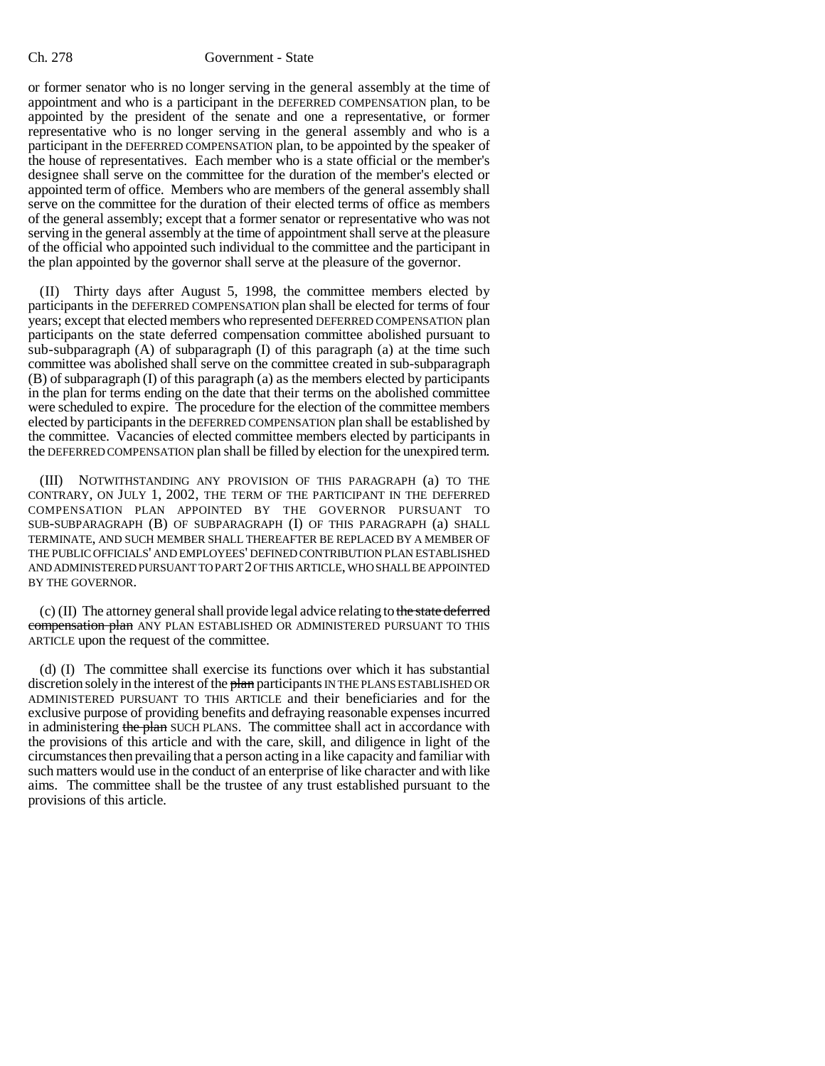or former senator who is no longer serving in the general assembly at the time of appointment and who is a participant in the DEFERRED COMPENSATION plan, to be appointed by the president of the senate and one a representative, or former representative who is no longer serving in the general assembly and who is a participant in the DEFERRED COMPENSATION plan, to be appointed by the speaker of the house of representatives. Each member who is a state official or the member's designee shall serve on the committee for the duration of the member's elected or appointed term of office. Members who are members of the general assembly shall serve on the committee for the duration of their elected terms of office as members of the general assembly; except that a former senator or representative who was not serving in the general assembly at the time of appointment shall serve at the pleasure of the official who appointed such individual to the committee and the participant in the plan appointed by the governor shall serve at the pleasure of the governor.

(II) Thirty days after August 5, 1998, the committee members elected by participants in the DEFERRED COMPENSATION plan shall be elected for terms of four years; except that elected members who represented DEFERRED COMPENSATION plan participants on the state deferred compensation committee abolished pursuant to sub-subparagraph (A) of subparagraph (I) of this paragraph (a) at the time such committee was abolished shall serve on the committee created in sub-subparagraph (B) of subparagraph (I) of this paragraph (a) as the members elected by participants in the plan for terms ending on the date that their terms on the abolished committee were scheduled to expire. The procedure for the election of the committee members elected by participants in the DEFERRED COMPENSATION plan shall be established by the committee. Vacancies of elected committee members elected by participants in the DEFERRED COMPENSATION plan shall be filled by election for the unexpired term.

(III) NOTWITHSTANDING ANY PROVISION OF THIS PARAGRAPH (a) TO THE CONTRARY, ON JULY 1, 2002, THE TERM OF THE PARTICIPANT IN THE DEFERRED COMPENSATION PLAN APPOINTED BY THE GOVERNOR PURSUANT TO SUB-SUBPARAGRAPH (B) OF SUBPARAGRAPH (I) OF THIS PARAGRAPH (a) SHALL TERMINATE, AND SUCH MEMBER SHALL THEREAFTER BE REPLACED BY A MEMBER OF THE PUBLIC OFFICIALS' AND EMPLOYEES' DEFINED CONTRIBUTION PLAN ESTABLISHED AND ADMINISTERED PURSUANT TO PART 2 OF THIS ARTICLE, WHO SHALL BE APPOINTED BY THE GOVERNOR.

(c) (II) The attorney general shall provide legal advice relating to ~~the state deferred compensation plan~~ ANY PLAN ESTABLISHED OR ADMINISTERED PURSUANT TO THIS ARTICLE upon the request of the committee.

(d) (I) The committee shall exercise its functions over which it has substantial discretion solely in the interest of the ~~plan~~ participants IN THE PLANS ESTABLISHED OR ADMINISTERED PURSUANT TO THIS ARTICLE and their beneficiaries and for the exclusive purpose of providing benefits and defraying reasonable expenses incurred in administering ~~the plan~~ SUCH PLANS. The committee shall act in accordance with the provisions of this article and with the care, skill, and diligence in light of the circumstances then prevailing that a person acting in a like capacity and familiar with such matters would use in the conduct of an enterprise of like character and with like aims. The committee shall be the trustee of any trust established pursuant to the provisions of this article.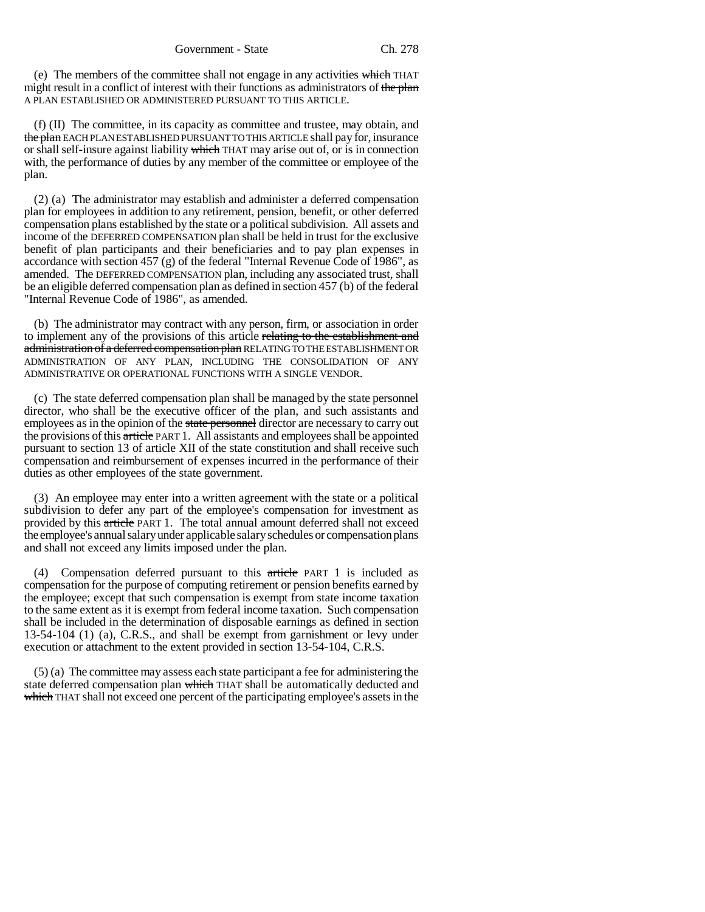(e) The members of the committee shall not engage in any activities ~~which~~ THAT might result in a conflict of interest with their functions as administrators of ~~the plan~~ A PLAN ESTABLISHED OR ADMINISTERED PURSUANT TO THIS ARTICLE.

(f) (II) The committee, in its capacity as committee and trustee, may obtain, and ~~the plan~~ EACH PLAN ESTABLISHED PURSUANT TO THIS ARTICLE shall pay for, insurance or shall self-insure against liability ~~which~~ THAT may arise out of, or is in connection with, the performance of duties by any member of the committee or employee of the plan.

(2) (a) The administrator may establish and administer a deferred compensation plan for employees in addition to any retirement, pension, benefit, or other deferred compensation plans established by the state or a political subdivision. All assets and income of the DEFERRED COMPENSATION plan shall be held in trust for the exclusive benefit of plan participants and their beneficiaries and to pay plan expenses in accordance with section 457 (g) of the federal "Internal Revenue Code of 1986", as amended. The DEFERRED COMPENSATION plan, including any associated trust, shall be an eligible deferred compensation plan as defined in section 457 (b) of the federal "Internal Revenue Code of 1986", as amended.

(b) The administrator may contract with any person, firm, or association in order to implement any of the provisions of this article ~~relating to the establishment and administration of a deferred compensation plan~~ RELATING TO THE ESTABLISHMENT OR ADMINISTRATION OF ANY PLAN, INCLUDING THE CONSOLIDATION OF ANY ADMINISTRATIVE OR OPERATIONAL FUNCTIONS WITH A SINGLE VENDOR.

(c) The state deferred compensation plan shall be managed by the state personnel director, who shall be the executive officer of the plan, and such assistants and employees as in the opinion of the ~~state personnel~~ director are necessary to carry out the provisions of this ~~article~~ PART 1. All assistants and employees shall be appointed pursuant to section 13 of article XII of the state constitution and shall receive such compensation and reimbursement of expenses incurred in the performance of their duties as other employees of the state government.

(3) An employee may enter into a written agreement with the state or a political subdivision to defer any part of the employee's compensation for investment as provided by this ~~article~~ PART 1. The total annual amount deferred shall not exceed the employee's annual salary under applicable salary schedules or compensation plans and shall not exceed any limits imposed under the plan.

(4) Compensation deferred pursuant to this ~~article~~ PART 1 is included as compensation for the purpose of computing retirement or pension benefits earned by the employee; except that such compensation is exempt from state income taxation to the same extent as it is exempt from federal income taxation. Such compensation shall be included in the determination of disposable earnings as defined in section 13-54-104 (1) (a), C.R.S., and shall be exempt from garnishment or levy under execution or attachment to the extent provided in section 13-54-104, C.R.S.

(5) (a) The committee may assess each state participant a fee for administering the state deferred compensation plan ~~which~~ THAT shall be automatically deducted and ~~which~~ THAT shall not exceed one percent of the participating employee's assets in the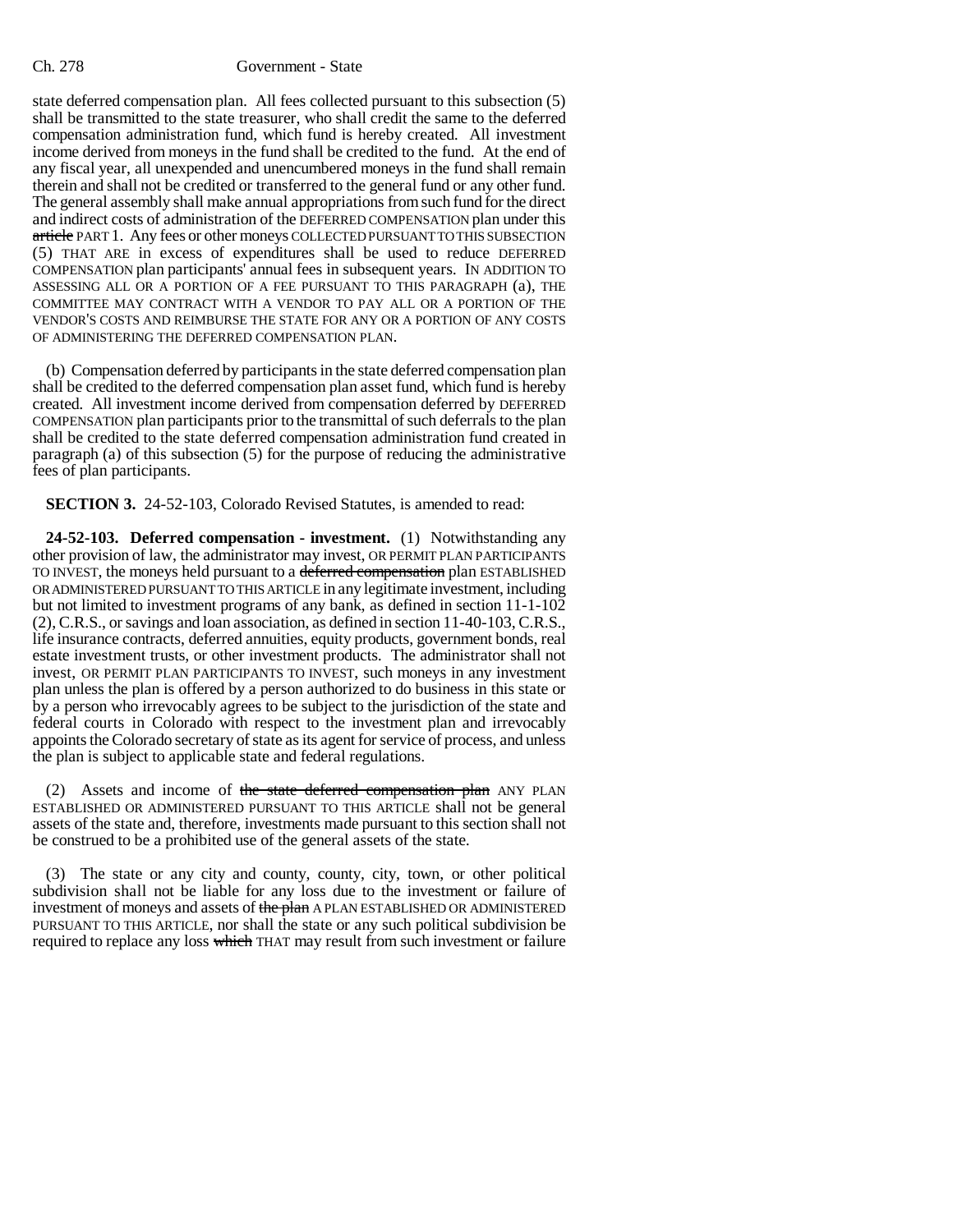state deferred compensation plan. All fees collected pursuant to this subsection (5) shall be transmitted to the state treasurer, who shall credit the same to the deferred compensation administration fund, which fund is hereby created. All investment income derived from moneys in the fund shall be credited to the fund. At the end of any fiscal year, all unexpended and unencumbered moneys in the fund shall remain therein and shall not be credited or transferred to the general fund or any other fund. The general assembly shall make annual appropriations from such fund for the direct and indirect costs of administration of the DEFERRED COMPENSATION plan under this ~~article~~ PART 1. Any fees or other moneys COLLECTED PURSUANT TO THIS SUBSECTION (5) THAT ARE in excess of expenditures shall be used to reduce DEFERRED COMPENSATION plan participants' annual fees in subsequent years. IN ADDITION TO ASSESSING ALL OR A PORTION OF A FEE PURSUANT TO THIS PARAGRAPH (a), THE COMMITTEE MAY CONTRACT WITH A VENDOR TO PAY ALL OR A PORTION OF THE VENDOR'S COSTS AND REIMBURSE THE STATE FOR ANY OR A PORTION OF ANY COSTS OF ADMINISTERING THE DEFERRED COMPENSATION PLAN.

(b) Compensation deferred by participants in the state deferred compensation plan shall be credited to the deferred compensation plan asset fund, which fund is hereby created. All investment income derived from compensation deferred by DEFERRED COMPENSATION plan participants prior to the transmittal of such deferrals to the plan shall be credited to the state deferred compensation administration fund created in paragraph (a) of this subsection (5) for the purpose of reducing the administrative fees of plan participants.

**SECTION 3.** 24-52-103, Colorado Revised Statutes, is amended to read:

**24-52-103. Deferred compensation - investment.** (1) Notwithstanding any other provision of law, the administrator may invest, OR PERMIT PLAN PARTICIPANTS TO INVEST, the moneys held pursuant to a ~~deferred compensation~~ plan ESTABLISHED OR ADMINISTERED PURSUANT TO THIS ARTICLE in any legitimate investment, including but not limited to investment programs of any bank, as defined in section 11-1-102 (2), C.R.S., or savings and loan association, as defined in section 11-40-103, C.R.S., life insurance contracts, deferred annuities, equity products, government bonds, real estate investment trusts, or other investment products. The administrator shall not invest, OR PERMIT PLAN PARTICIPANTS TO INVEST, such moneys in any investment plan unless the plan is offered by a person authorized to do business in this state or by a person who irrevocably agrees to be subject to the jurisdiction of the state and federal courts in Colorado with respect to the investment plan and irrevocably appoints the Colorado secretary of state as its agent for service of process, and unless the plan is subject to applicable state and federal regulations.

(2) Assets and income of ~~the state deferred compensation plan~~ ANY PLAN ESTABLISHED OR ADMINISTERED PURSUANT TO THIS ARTICLE shall not be general assets of the state and, therefore, investments made pursuant to this section shall not be construed to be a prohibited use of the general assets of the state.

(3) The state or any city and county, county, city, town, or other political subdivision shall not be liable for any loss due to the investment or failure of investment of moneys and assets of ~~the plan~~ A PLAN ESTABLISHED OR ADMINISTERED PURSUANT TO THIS ARTICLE, nor shall the state or any such political subdivision be required to replace any loss ~~which~~ THAT may result from such investment or failure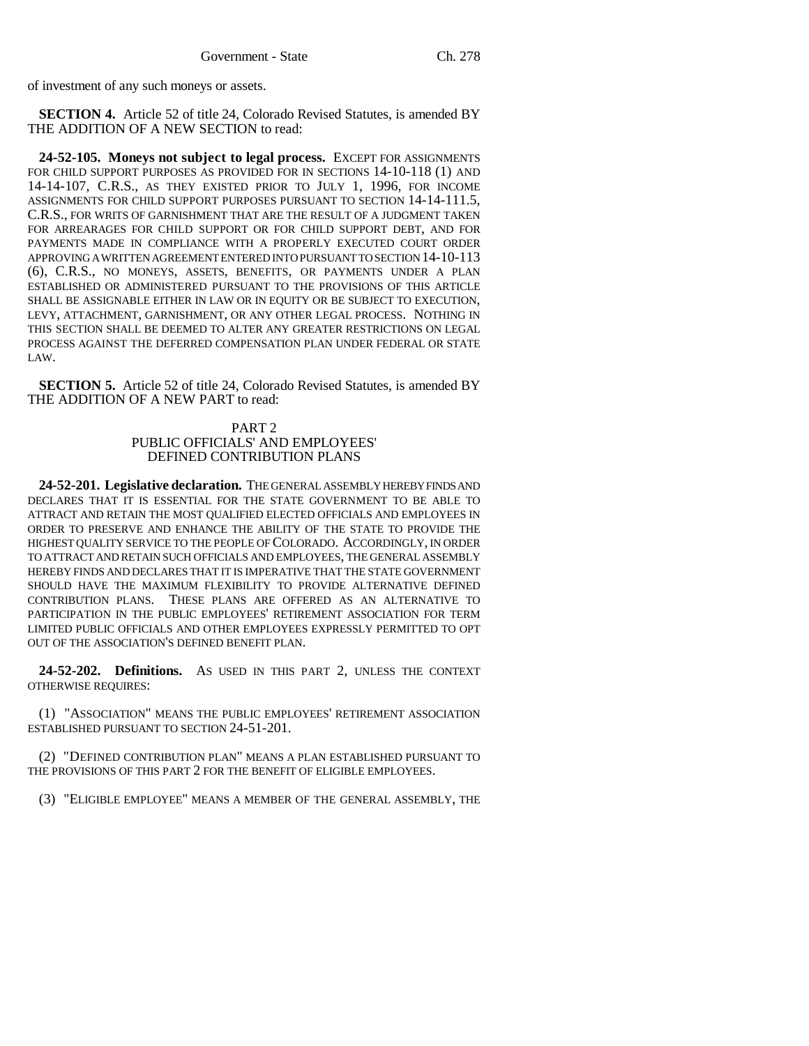of investment of any such moneys or assets.

**SECTION 4.** Article 52 of title 24, Colorado Revised Statutes, is amended BY THE ADDITION OF A NEW SECTION to read:

**24-52-105. Moneys not subject to legal process.** EXCEPT FOR ASSIGNMENTS FOR CHILD SUPPORT PURPOSES AS PROVIDED FOR IN SECTIONS 14-10-118 (1) AND 14-14-107, C.R.S., AS THEY EXISTED PRIOR TO JULY 1, 1996, FOR INCOME ASSIGNMENTS FOR CHILD SUPPORT PURPOSES PURSUANT TO SECTION 14-14-111.5, C.R.S., FOR WRITS OF GARNISHMENT THAT ARE THE RESULT OF A JUDGMENT TAKEN FOR ARREARAGES FOR CHILD SUPPORT OR FOR CHILD SUPPORT DEBT, AND FOR PAYMENTS MADE IN COMPLIANCE WITH A PROPERLY EXECUTED COURT ORDER APPROVING A WRITTEN AGREEMENT ENTERED INTO PURSUANT TO SECTION 14-10-113 (6), C.R.S., NO MONEYS, ASSETS, BENEFITS, OR PAYMENTS UNDER A PLAN ESTABLISHED OR ADMINISTERED PURSUANT TO THE PROVISIONS OF THIS ARTICLE SHALL BE ASSIGNABLE EITHER IN LAW OR IN EQUITY OR BE SUBJECT TO EXECUTION, LEVY, ATTACHMENT, GARNISHMENT, OR ANY OTHER LEGAL PROCESS. NOTHING IN THIS SECTION SHALL BE DEEMED TO ALTER ANY GREATER RESTRICTIONS ON LEGAL PROCESS AGAINST THE DEFERRED COMPENSATION PLAN UNDER FEDERAL OR STATE LAW.

**SECTION 5.** Article 52 of title 24, Colorado Revised Statutes, is amended BY THE ADDITION OF A NEW PART to read:

PART 2
PUBLIC OFFICIALS' AND EMPLOYEES'
DEFINED CONTRIBUTION PLANS

**24-52-201. Legislative declaration.** THE GENERAL ASSEMBLY HEREBY FINDS AND DECLARES THAT IT IS ESSENTIAL FOR THE STATE GOVERNMENT TO BE ABLE TO ATTRACT AND RETAIN THE MOST QUALIFIED ELECTED OFFICIALS AND EMPLOYEES IN ORDER TO PRESERVE AND ENHANCE THE ABILITY OF THE STATE TO PROVIDE THE HIGHEST QUALITY SERVICE TO THE PEOPLE OF COLORADO. ACCORDINGLY, IN ORDER TO ATTRACT AND RETAIN SUCH OFFICIALS AND EMPLOYEES, THE GENERAL ASSEMBLY HEREBY FINDS AND DECLARES THAT IT IS IMPERATIVE THAT THE STATE GOVERNMENT SHOULD HAVE THE MAXIMUM FLEXIBILITY TO PROVIDE ALTERNATIVE DEFINED CONTRIBUTION PLANS. THESE PLANS ARE OFFERED AS AN ALTERNATIVE TO PARTICIPATION IN THE PUBLIC EMPLOYEES' RETIREMENT ASSOCIATION FOR TERM LIMITED PUBLIC OFFICIALS AND OTHER EMPLOYEES EXPRESSLY PERMITTED TO OPT OUT OF THE ASSOCIATION'S DEFINED BENEFIT PLAN.

**24-52-202. Definitions.** AS USED IN THIS PART 2, UNLESS THE CONTEXT OTHERWISE REQUIRES:

(1) "ASSOCIATION" MEANS THE PUBLIC EMPLOYEES' RETIREMENT ASSOCIATION ESTABLISHED PURSUANT TO SECTION 24-51-201.

(2) "DEFINED CONTRIBUTION PLAN" MEANS A PLAN ESTABLISHED PURSUANT TO THE PROVISIONS OF THIS PART 2 FOR THE BENEFIT OF ELIGIBLE EMPLOYEES.

(3) "ELIGIBLE EMPLOYEE" MEANS A MEMBER OF THE GENERAL ASSEMBLY, THE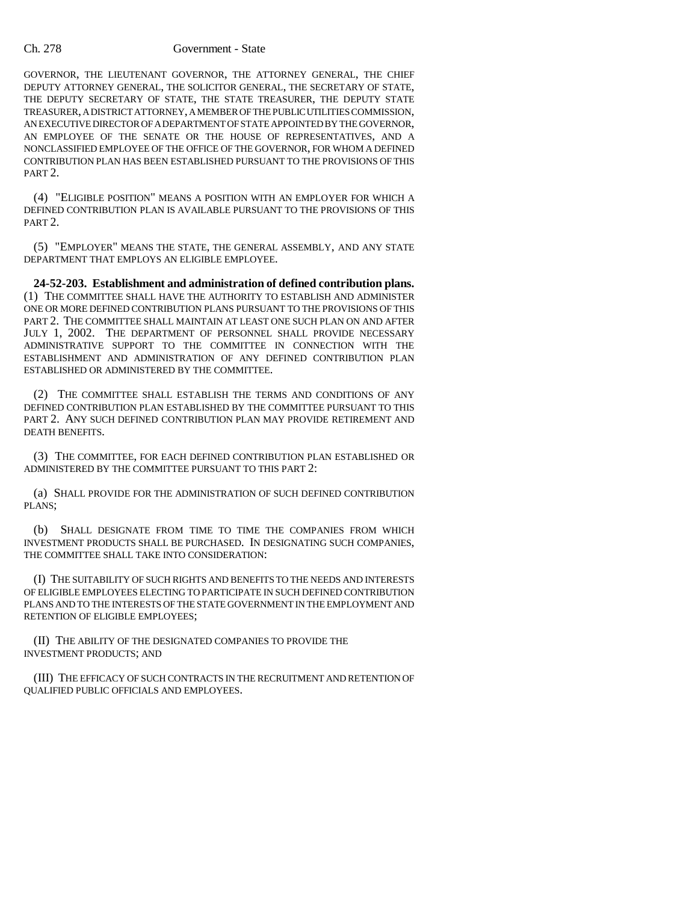GOVERNOR, THE LIEUTENANT GOVERNOR, THE ATTORNEY GENERAL, THE CHIEF DEPUTY ATTORNEY GENERAL, THE SOLICITOR GENERAL, THE SECRETARY OF STATE, THE DEPUTY SECRETARY OF STATE, THE STATE TREASURER, THE DEPUTY STATE TREASURER, A DISTRICT ATTORNEY, A MEMBER OF THE PUBLIC UTILITIES COMMISSION, AN EXECUTIVE DIRECTOR OF A DEPARTMENT OF STATE APPOINTED BY THE GOVERNOR, AN EMPLOYEE OF THE SENATE OR THE HOUSE OF REPRESENTATIVES, AND A NONCLASSIFIED EMPLOYEE OF THE OFFICE OF THE GOVERNOR, FOR WHOM A DEFINED CONTRIBUTION PLAN HAS BEEN ESTABLISHED PURSUANT TO THE PROVISIONS OF THIS PART 2.

(4) "ELIGIBLE POSITION" MEANS A POSITION WITH AN EMPLOYER FOR WHICH A DEFINED CONTRIBUTION PLAN IS AVAILABLE PURSUANT TO THE PROVISIONS OF THIS PART 2.

(5) "EMPLOYER" MEANS THE STATE, THE GENERAL ASSEMBLY, AND ANY STATE DEPARTMENT THAT EMPLOYS AN ELIGIBLE EMPLOYEE.

**24-52-203. Establishment and administration of defined contribution plans.** (1) THE COMMITTEE SHALL HAVE THE AUTHORITY TO ESTABLISH AND ADMINISTER ONE OR MORE DEFINED CONTRIBUTION PLANS PURSUANT TO THE PROVISIONS OF THIS PART 2. THE COMMITTEE SHALL MAINTAIN AT LEAST ONE SUCH PLAN ON AND AFTER JULY 1, 2002. THE DEPARTMENT OF PERSONNEL SHALL PROVIDE NECESSARY ADMINISTRATIVE SUPPORT TO THE COMMITTEE IN CONNECTION WITH THE ESTABLISHMENT AND ADMINISTRATION OF ANY DEFINED CONTRIBUTION PLAN ESTABLISHED OR ADMINISTERED BY THE COMMITTEE.

(2) THE COMMITTEE SHALL ESTABLISH THE TERMS AND CONDITIONS OF ANY DEFINED CONTRIBUTION PLAN ESTABLISHED BY THE COMMITTEE PURSUANT TO THIS PART 2. ANY SUCH DEFINED CONTRIBUTION PLAN MAY PROVIDE RETIREMENT AND DEATH BENEFITS.

(3) THE COMMITTEE, FOR EACH DEFINED CONTRIBUTION PLAN ESTABLISHED OR ADMINISTERED BY THE COMMITTEE PURSUANT TO THIS PART 2:

(a) SHALL PROVIDE FOR THE ADMINISTRATION OF SUCH DEFINED CONTRIBUTION PLANS;

(b) SHALL DESIGNATE FROM TIME TO TIME THE COMPANIES FROM WHICH INVESTMENT PRODUCTS SHALL BE PURCHASED. IN DESIGNATING SUCH COMPANIES, THE COMMITTEE SHALL TAKE INTO CONSIDERATION:

(I) THE SUITABILITY OF SUCH RIGHTS AND BENEFITS TO THE NEEDS AND INTERESTS OF ELIGIBLE EMPLOYEES ELECTING TO PARTICIPATE IN SUCH DEFINED CONTRIBUTION PLANS AND TO THE INTERESTS OF THE STATE GOVERNMENT IN THE EMPLOYMENT AND RETENTION OF ELIGIBLE EMPLOYEES;

(II) THE ABILITY OF THE DESIGNATED COMPANIES TO PROVIDE THE INVESTMENT PRODUCTS; AND

(III) THE EFFICACY OF SUCH CONTRACTS IN THE RECRUITMENT AND RETENTION OF QUALIFIED PUBLIC OFFICIALS AND EMPLOYEES.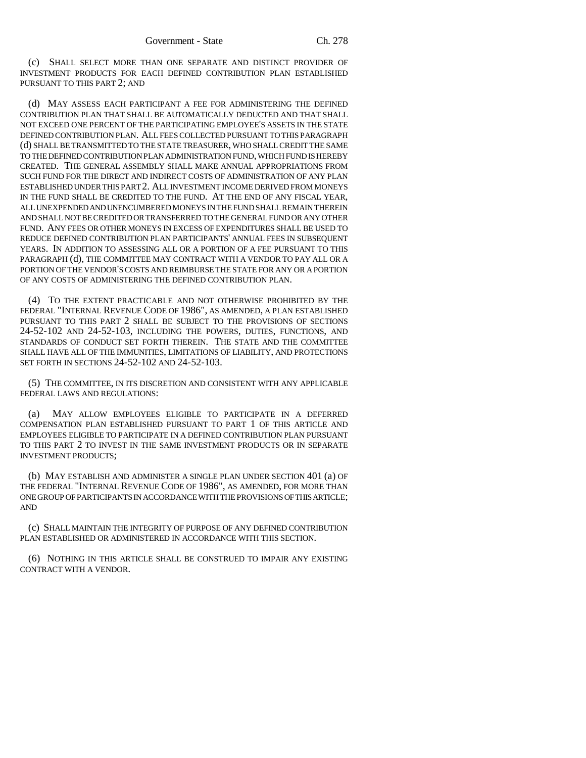(c) SHALL SELECT MORE THAN ONE SEPARATE AND DISTINCT PROVIDER OF INVESTMENT PRODUCTS FOR EACH DEFINED CONTRIBUTION PLAN ESTABLISHED PURSUANT TO THIS PART 2; AND

(d) MAY ASSESS EACH PARTICIPANT A FEE FOR ADMINISTERING THE DEFINED CONTRIBUTION PLAN THAT SHALL BE AUTOMATICALLY DEDUCTED AND THAT SHALL NOT EXCEED ONE PERCENT OF THE PARTICIPATING EMPLOYEE'S ASSETS IN THE STATE DEFINED CONTRIBUTION PLAN. ALL FEES COLLECTED PURSUANT TO THIS PARAGRAPH (d) SHALL BE TRANSMITTED TO THE STATE TREASURER, WHO SHALL CREDIT THE SAME TO THE DEFINED CONTRIBUTION PLAN ADMINISTRATION FUND, WHICH FUND IS HEREBY CREATED. THE GENERAL ASSEMBLY SHALL MAKE ANNUAL APPROPRIATIONS FROM SUCH FUND FOR THE DIRECT AND INDIRECT COSTS OF ADMINISTRATION OF ANY PLAN ESTABLISHED UNDER THIS PART 2. ALL INVESTMENT INCOME DERIVED FROM MONEYS IN THE FUND SHALL BE CREDITED TO THE FUND. AT THE END OF ANY FISCAL YEAR, ALL UNEXPENDED AND UNENCUMBERED MONEYS IN THE FUND SHALL REMAIN THEREIN AND SHALL NOT BE CREDITED OR TRANSFERRED TO THE GENERAL FUND OR ANY OTHER FUND. ANY FEES OR OTHER MONEYS IN EXCESS OF EXPENDITURES SHALL BE USED TO REDUCE DEFINED CONTRIBUTION PLAN PARTICIPANTS' ANNUAL FEES IN SUBSEQUENT YEARS. IN ADDITION TO ASSESSING ALL OR A PORTION OF A FEE PURSUANT TO THIS PARAGRAPH (d), THE COMMITTEE MAY CONTRACT WITH A VENDOR TO PAY ALL OR A PORTION OF THE VENDOR'S COSTS AND REIMBURSE THE STATE FOR ANY OR A PORTION OF ANY COSTS OF ADMINISTERING THE DEFINED CONTRIBUTION PLAN.

(4) TO THE EXTENT PRACTICABLE AND NOT OTHERWISE PROHIBITED BY THE FEDERAL "INTERNAL REVENUE CODE OF 1986", AS AMENDED, A PLAN ESTABLISHED PURSUANT TO THIS PART 2 SHALL BE SUBJECT TO THE PROVISIONS OF SECTIONS 24-52-102 AND 24-52-103, INCLUDING THE POWERS, DUTIES, FUNCTIONS, AND STANDARDS OF CONDUCT SET FORTH THEREIN. THE STATE AND THE COMMITTEE SHALL HAVE ALL OF THE IMMUNITIES, LIMITATIONS OF LIABILITY, AND PROTECTIONS SET FORTH IN SECTIONS 24-52-102 AND 24-52-103.

(5) THE COMMITTEE, IN ITS DISCRETION AND CONSISTENT WITH ANY APPLICABLE FEDERAL LAWS AND REGULATIONS:

(a) MAY ALLOW EMPLOYEES ELIGIBLE TO PARTICIPATE IN A DEFERRED COMPENSATION PLAN ESTABLISHED PURSUANT TO PART 1 OF THIS ARTICLE AND EMPLOYEES ELIGIBLE TO PARTICIPATE IN A DEFINED CONTRIBUTION PLAN PURSUANT TO THIS PART 2 TO INVEST IN THE SAME INVESTMENT PRODUCTS OR IN SEPARATE INVESTMENT PRODUCTS;

(b) MAY ESTABLISH AND ADMINISTER A SINGLE PLAN UNDER SECTION 401 (a) OF THE FEDERAL "INTERNAL REVENUE CODE OF 1986", AS AMENDED, FOR MORE THAN ONE GROUP OF PARTICIPANTS IN ACCORDANCE WITH THE PROVISIONS OF THIS ARTICLE; AND

(c) SHALL MAINTAIN THE INTEGRITY OF PURPOSE OF ANY DEFINED CONTRIBUTION PLAN ESTABLISHED OR ADMINISTERED IN ACCORDANCE WITH THIS SECTION.

(6) NOTHING IN THIS ARTICLE SHALL BE CONSTRUED TO IMPAIR ANY EXISTING CONTRACT WITH A VENDOR.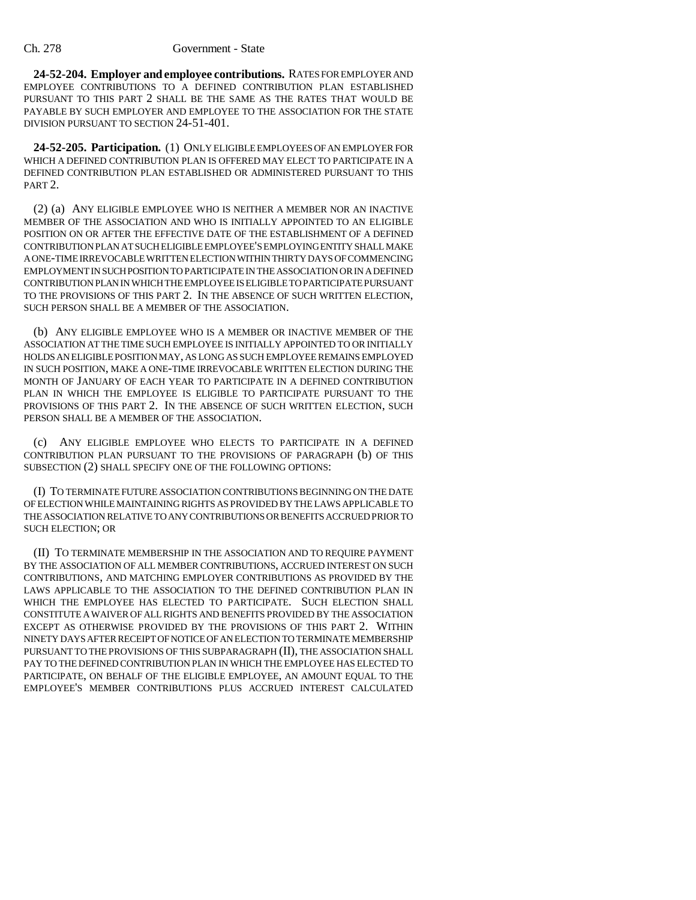**24-52-204. Employer and employee contributions.** RATES FOR EMPLOYER AND EMPLOYEE CONTRIBUTIONS TO A DEFINED CONTRIBUTION PLAN ESTABLISHED PURSUANT TO THIS PART 2 SHALL BE THE SAME AS THE RATES THAT WOULD BE PAYABLE BY SUCH EMPLOYER AND EMPLOYEE TO THE ASSOCIATION FOR THE STATE DIVISION PURSUANT TO SECTION 24-51-401.

**24-52-205. Participation.** (1) ONLY ELIGIBLE EMPLOYEES OF AN EMPLOYER FOR WHICH A DEFINED CONTRIBUTION PLAN IS OFFERED MAY ELECT TO PARTICIPATE IN A DEFINED CONTRIBUTION PLAN ESTABLISHED OR ADMINISTERED PURSUANT TO THIS PART 2.

(2) (a) ANY ELIGIBLE EMPLOYEE WHO IS NEITHER A MEMBER NOR AN INACTIVE MEMBER OF THE ASSOCIATION AND WHO IS INITIALLY APPOINTED TO AN ELIGIBLE POSITION ON OR AFTER THE EFFECTIVE DATE OF THE ESTABLISHMENT OF A DEFINED CONTRIBUTION PLAN AT SUCH ELIGIBLE EMPLOYEE'S EMPLOYING ENTITY SHALL MAKE A ONE-TIME IRREVOCABLE WRITTEN ELECTION WITHIN THIRTY DAYS OF COMMENCING EMPLOYMENT IN SUCH POSITION TO PARTICIPATE IN THE ASSOCIATION OR IN A DEFINED CONTRIBUTION PLAN IN WHICH THE EMPLOYEE IS ELIGIBLE TO PARTICIPATE PURSUANT TO THE PROVISIONS OF THIS PART 2. IN THE ABSENCE OF SUCH WRITTEN ELECTION, SUCH PERSON SHALL BE A MEMBER OF THE ASSOCIATION.

(b) ANY ELIGIBLE EMPLOYEE WHO IS A MEMBER OR INACTIVE MEMBER OF THE ASSOCIATION AT THE TIME SUCH EMPLOYEE IS INITIALLY APPOINTED TO OR INITIALLY HOLDS AN ELIGIBLE POSITION MAY, AS LONG AS SUCH EMPLOYEE REMAINS EMPLOYED IN SUCH POSITION, MAKE A ONE-TIME IRREVOCABLE WRITTEN ELECTION DURING THE MONTH OF JANUARY OF EACH YEAR TO PARTICIPATE IN A DEFINED CONTRIBUTION PLAN IN WHICH THE EMPLOYEE IS ELIGIBLE TO PARTICIPATE PURSUANT TO THE PROVISIONS OF THIS PART 2. IN THE ABSENCE OF SUCH WRITTEN ELECTION, SUCH PERSON SHALL BE A MEMBER OF THE ASSOCIATION.

(c) ANY ELIGIBLE EMPLOYEE WHO ELECTS TO PARTICIPATE IN A DEFINED CONTRIBUTION PLAN PURSUANT TO THE PROVISIONS OF PARAGRAPH (b) OF THIS SUBSECTION (2) SHALL SPECIFY ONE OF THE FOLLOWING OPTIONS:

(I) TO TERMINATE FUTURE ASSOCIATION CONTRIBUTIONS BEGINNING ON THE DATE OF ELECTION WHILE MAINTAINING RIGHTS AS PROVIDED BY THE LAWS APPLICABLE TO THE ASSOCIATION RELATIVE TO ANY CONTRIBUTIONS OR BENEFITS ACCRUED PRIOR TO SUCH ELECTION; OR

(II) TO TERMINATE MEMBERSHIP IN THE ASSOCIATION AND TO REQUIRE PAYMENT BY THE ASSOCIATION OF ALL MEMBER CONTRIBUTIONS, ACCRUED INTEREST ON SUCH CONTRIBUTIONS, AND MATCHING EMPLOYER CONTRIBUTIONS AS PROVIDED BY THE LAWS APPLICABLE TO THE ASSOCIATION TO THE DEFINED CONTRIBUTION PLAN IN WHICH THE EMPLOYEE HAS ELECTED TO PARTICIPATE. SUCH ELECTION SHALL CONSTITUTE A WAIVER OF ALL RIGHTS AND BENEFITS PROVIDED BY THE ASSOCIATION EXCEPT AS OTHERWISE PROVIDED BY THE PROVISIONS OF THIS PART 2. WITHIN NINETY DAYS AFTER RECEIPT OF NOTICE OF AN ELECTION TO TERMINATE MEMBERSHIP PURSUANT TO THE PROVISIONS OF THIS SUBPARAGRAPH (II), THE ASSOCIATION SHALL PAY TO THE DEFINED CONTRIBUTION PLAN IN WHICH THE EMPLOYEE HAS ELECTED TO PARTICIPATE, ON BEHALF OF THE ELIGIBLE EMPLOYEE, AN AMOUNT EQUAL TO THE EMPLOYEE'S MEMBER CONTRIBUTIONS PLUS ACCRUED INTEREST CALCULATED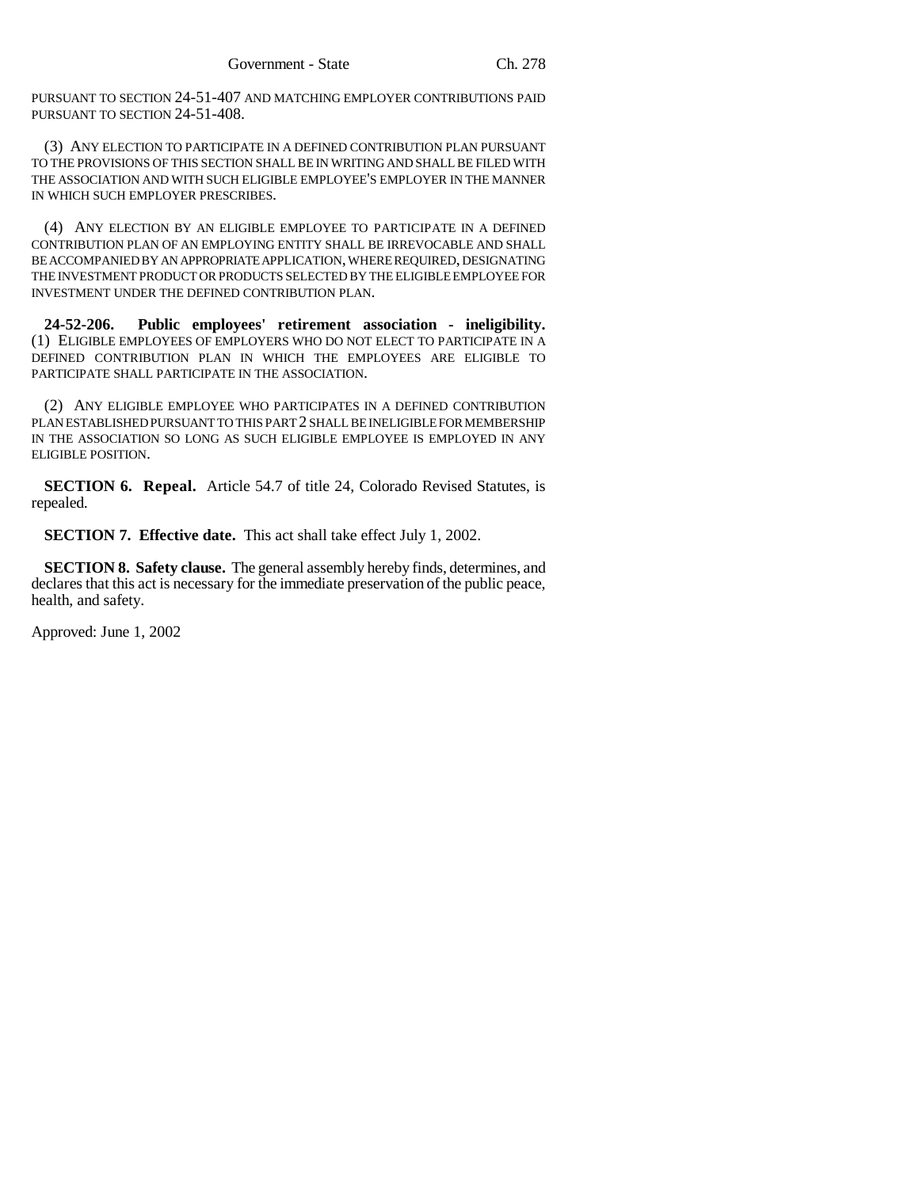PURSUANT TO SECTION 24-51-407 AND MATCHING EMPLOYER CONTRIBUTIONS PAID PURSUANT TO SECTION 24-51-408.

(3) ANY ELECTION TO PARTICIPATE IN A DEFINED CONTRIBUTION PLAN PURSUANT TO THE PROVISIONS OF THIS SECTION SHALL BE IN WRITING AND SHALL BE FILED WITH THE ASSOCIATION AND WITH SUCH ELIGIBLE EMPLOYEE'S EMPLOYER IN THE MANNER IN WHICH SUCH EMPLOYER PRESCRIBES.

(4) ANY ELECTION BY AN ELIGIBLE EMPLOYEE TO PARTICIPATE IN A DEFINED CONTRIBUTION PLAN OF AN EMPLOYING ENTITY SHALL BE IRREVOCABLE AND SHALL BE ACCOMPANIED BY AN APPROPRIATE APPLICATION, WHERE REQUIRED, DESIGNATING THE INVESTMENT PRODUCT OR PRODUCTS SELECTED BY THE ELIGIBLE EMPLOYEE FOR INVESTMENT UNDER THE DEFINED CONTRIBUTION PLAN.

**24-52-206. Public employees' retirement association - ineligibility.** (1) ELIGIBLE EMPLOYEES OF EMPLOYERS WHO DO NOT ELECT TO PARTICIPATE IN A DEFINED CONTRIBUTION PLAN IN WHICH THE EMPLOYEES ARE ELIGIBLE TO PARTICIPATE SHALL PARTICIPATE IN THE ASSOCIATION.

(2) ANY ELIGIBLE EMPLOYEE WHO PARTICIPATES IN A DEFINED CONTRIBUTION PLAN ESTABLISHED PURSUANT TO THIS PART 2 SHALL BE INELIGIBLE FOR MEMBERSHIP IN THE ASSOCIATION SO LONG AS SUCH ELIGIBLE EMPLOYEE IS EMPLOYED IN ANY ELIGIBLE POSITION.

**SECTION 6. Repeal.** Article 54.7 of title 24, Colorado Revised Statutes, is repealed.

**SECTION 7. Effective date.** This act shall take effect July 1, 2002.

**SECTION 8. Safety clause.** The general assembly hereby finds, determines, and declares that this act is necessary for the immediate preservation of the public peace, health, and safety.

Approved: June 1, 2002